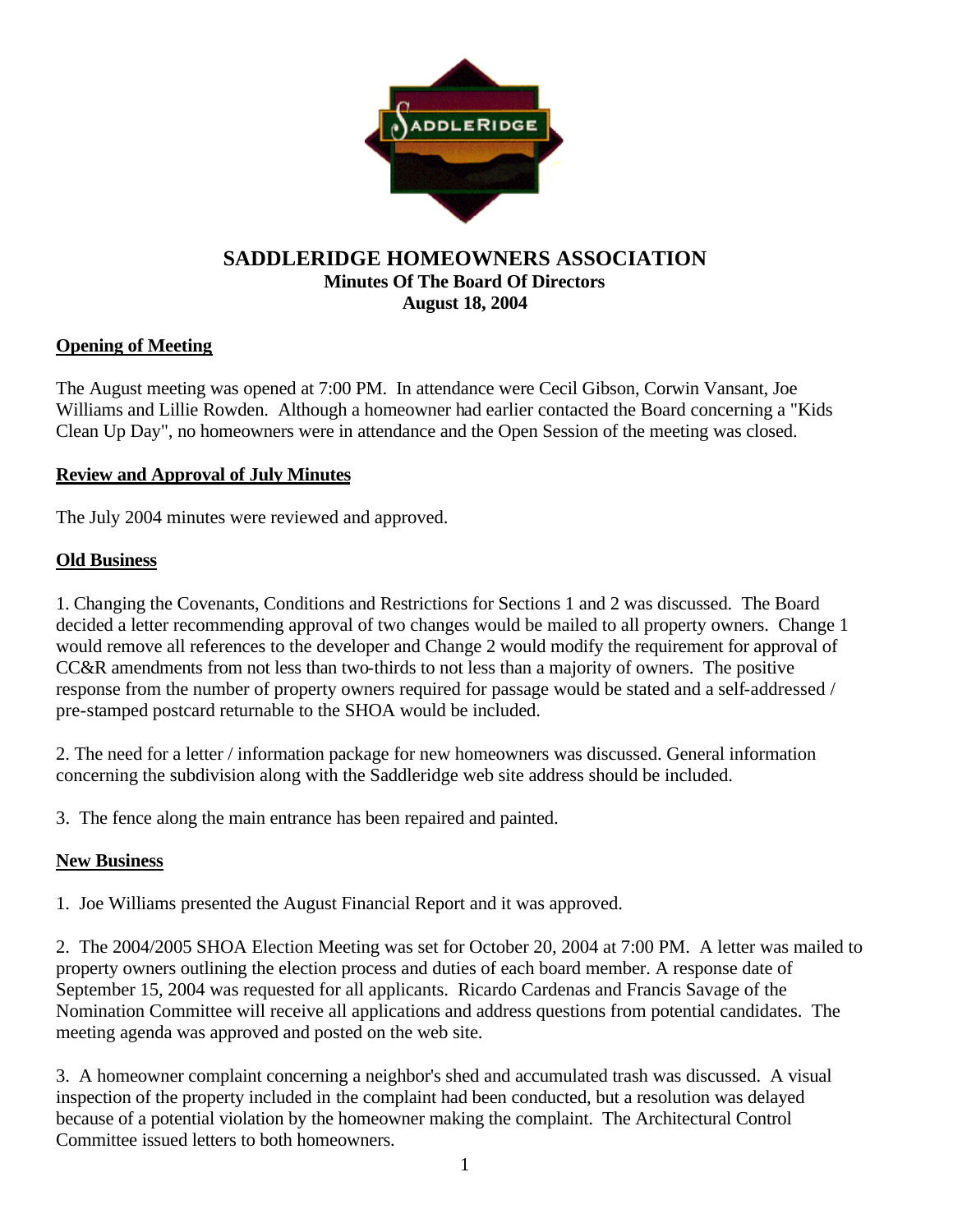# SADDLERIDGE HOMEOWNERS ASSOCIATION

**Minutes Of The Board Of Directors**

**August 18, 2004**

## Opening of Meeting

The August meeting was opened at 7:00 PM. In attendance were Cecil Gibson, Corwin Vansant, Joe Williams and Lillie Rowden. Although a homeowner had earlier contacted the Board concerning a "Kids Clean Up Day", no homeowners were in attendance and the Open Session of the meeting was closed.

## Review and Approval of July Minutes

The July 2004 minutes were reviewed and approved.

## Old Business

1. Changing the Covenants, Conditions and Restrictions for Sections 1 and 2 was discussed. The Board decided a letter recommending approval of two changes would be mailed to all property owners. Change 1 would remove all references to the developer and Change 2 would modify the requirement for approval of CC&R amendments from not less than two-thirds to not less than a majority of owners. The positive response from the number of property owners required for passage would be stated and a self-addressed / pre-stamped postcard returnable to the SHOA would be included.

2. The need for a letter / information package for new homeowners was discussed. General information concerning the subdivision along with the Saddleridge web site address should be included.

3. The fence along the main entrance has been repaired and painted.

## New Business

1. Joe Williams presented the August Financial Report and it was approved.

2. The 2004/2005 SHOA Election Meeting was set for October 20, 2004 at 7:00 PM. A letter was mailed to property owners outlining the election process and duties of each board member. A response date of September 15, 2004 was requested for all applicants. Ricardo Cardenas and Francis Savage of the Nomination Committee will receive all applications and address questions from potential candidates. The meeting agenda was approved and posted on the web site.

3. A homeowner complaint concerning a neighbor's shed and accumulated trash was discussed. A visual inspection of the property included in the complaint had been conducted, but a resolution was delayed because of a potential violation by the homeowner making the complaint. The Architectural Control Committee issued letters to both homeowners.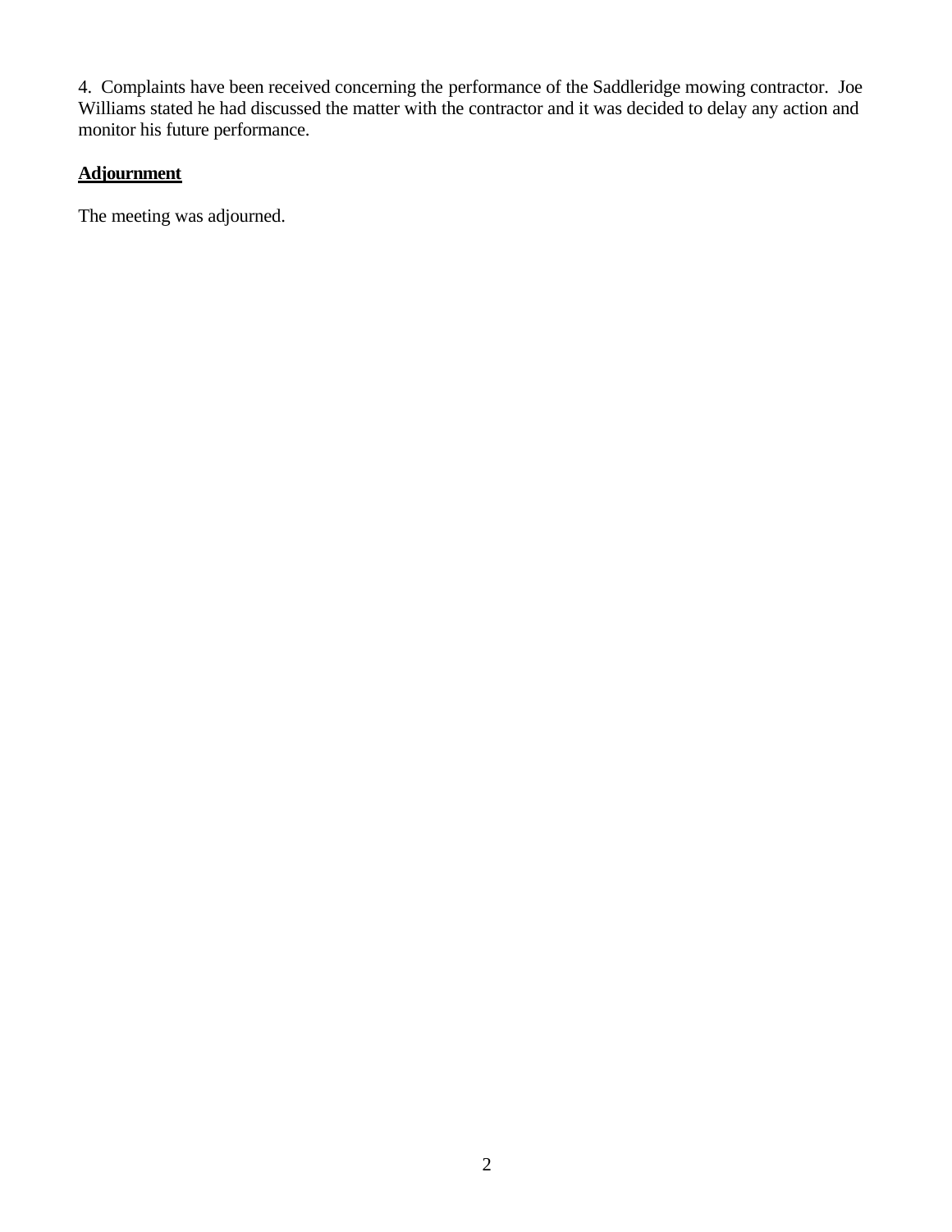4. Complaints have been received concerning the performance of the Saddleridge mowing contractor. Joe Williams stated he had discussed the matter with the contractor and it was decided to delay any action and monitor his future performance.

**Adjournment**

The meeting was adjourned.